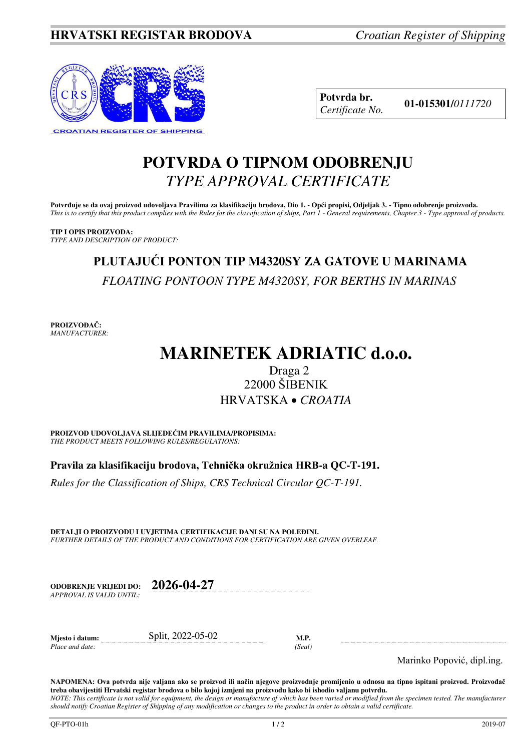**HRVATSKI REGISTAR BRODOVA** *Croatian Register of Shipping*

| **Potvrda br.** *Certificate No.* | **01-015301/***0111720* |
|---|---|

# POTVRDA O TIPNOM ODOBRENJU
# *TYPE APPROVAL CERTIFICATE*

**Potvrđuje se da ovaj proizvod udovoljava Pravilima za klasifikaciju brodova, Dio 1. - Opći propisi, Odjeljak 3. - Tipno odobrenje proizvoda.**
*This is to certify that this product complies with the Rules for the classification of ships, Part 1 - General requirements, Chapter 3 - Type approval of products.*

**TIP I OPIS PROIZVODA:**
*TYPE AND DESCRIPTION OF PRODUCT:*

## PLUTAJUĆI PONTON TIP M4320SY ZA GATOVE U MARINAMA
*FLOATING PONTOON TYPE M4320SY, FOR BERTHS IN MARINAS*

**PROIZVOĐAČ:**
*MANUFACTURER:*

# MARINETEK ADRIATIC d.o.o.
Draga 2
22000 ŠIBENIK
HRVATSKA • *CROATIA*

**PROIZVOD UDOVOLJAVA SLIJEDEĆIM PRAVILIMA/PROPISIMA:**
*THE PRODUCT MEETS FOLLOWING RULES/REGULATIONS:*

**Pravila za klasifikaciju brodova, Tehnička okružnica HRB-a QC-T-191.**

*Rules for the Classification of Ships, CRS Technical Circular QC-T-191.*

**DETALJI O PROIZVODU I UVJETIMA CERTIFIKACIJE DANI SU NA POLEĐINI.**
*FURTHER DETAILS OF THE PRODUCT AND CONDITIONS FOR CERTIFICATION ARE GIVEN OVERLEAF.*

**ODOBRENJE VRIJEDI DO:** *APPROVAL IS VALID UNTIL:* **2026-04-27**

**Mjesto i datum:** *Place and date:* Split, 2022-05-02

**M.P.** *(Seal)*

Marinko Popović, dipl.ing.

**NAPOMENA: Ova potvrda nije valjana ako se proizvod ili način njegove proizvodnje promijenio u odnosu na tipno ispitani proizvod. Proizvođač treba obavijestiti Hrvatski registar brodova o bilo kojoj izmjeni na proizvodu kako bi ishodio valjanu potvrdu.**
*NOTE: This certificate is not valid for equipment, the design or manufacture of which has been varied or modified from the specimen tested. The manufacturer should notify Croatian Register of Shipping of any modification or changes to the product in order to obtain a valid certificate.*

QF-PTO-01h 2019-07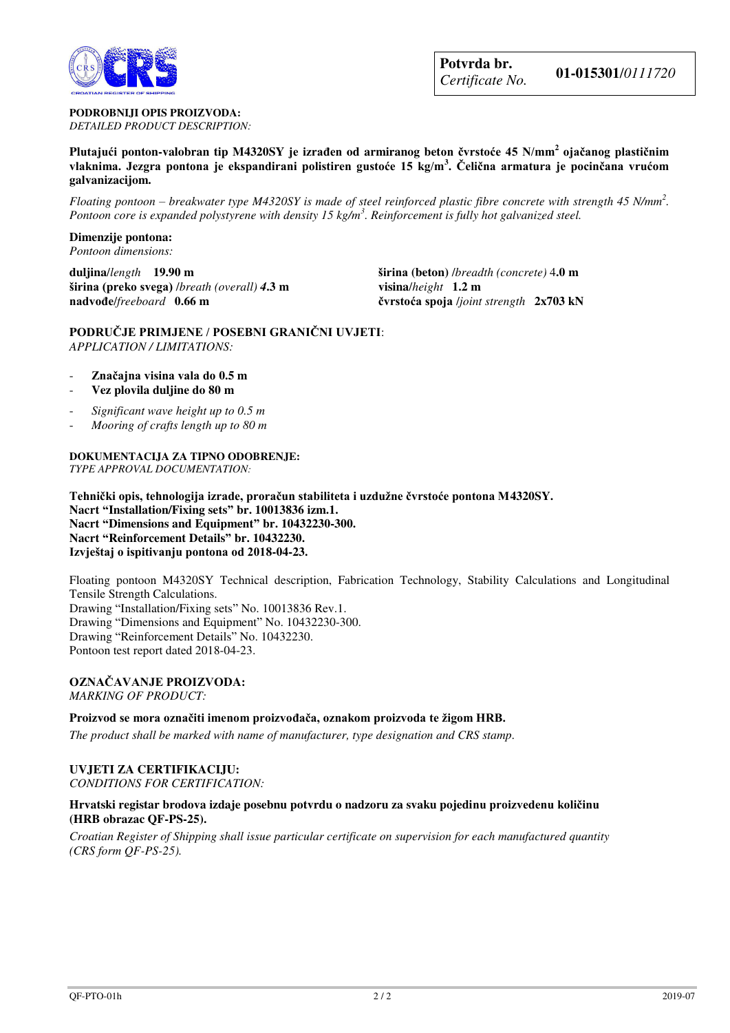| | |
|---|---|
| **Potvrda br.** *Certificate No.* | **01-015301/***0111720* |

**PODROBNIJI OPIS PROIZVODA:**
*DETAILED PRODUCT DESCRIPTION:*

**Plutajući ponton-valobran tip M4320SY je izrađen od armiranog beton čvrstoće 45 N/mm$^2$ ojačanog plastičnim vlaknima. Jezgra pontona je ekspandirani polistiren gustoće 15 kg/m$^3$. Čelična armatura je pocinčana vrućom galvanizacijom.**

*Floating pontoon – breakwater type M4320SY is made of steel reinforced plastic fibre concrete with strength 45 N/mm$^2$. Pontoon core is expanded polystyrene with density 15 kg/m$^3$. Reinforcement is fully hot galvanized steel.*

**Dimenzije pontona:**
*Pontoon dimensions:*

**duljina**/*length* **19.90 m**
**širina (preko svega)** /*breath (overall)* ***4*.3 m**
**nadvođe**/*freeboard* **0.66 m**
**širina (beton)** /*breadth (concrete)* 4**.0 m**
**visina**/*height* **1.2 m**
**čvrstoća spoja** /*joint strength* **2x703 kN**

**PODRUČJE PRIMJENE / POSEBNI GRANIČNI UVJETI**:
*APPLICATION / LIMITATIONS:*

- **Značajna visina vala do 0.5 m**
- **Vez plovila duljine do 80 m**

- *Significant wave height up to 0.5 m*
- *Mooring of crafts length up to 80 m*

**DOKUMENTACIJA ZA TIPNO ODOBRENJE:**
*TYPE APPROVAL DOCUMENTATION:*

**Tehnički opis, tehnologija izrade, proračun stabiliteta i uzdužne čvrstoće pontona M4320SY.**
**Nacrt "Installation/Fixing sets" br. 10013836 izm.1.**
**Nacrt "Dimensions and Equipment" br. 10432230-300.**
**Nacrt "Reinforcement Details" br. 10432230.**
**Izvještaj o ispitivanju pontona od 2018-04-23.**

Floating pontoon M4320SY Technical description, Fabrication Technology, Stability Calculations and Longitudinal Tensile Strength Calculations.
Drawing "Installation/Fixing sets" No. 10013836 Rev.1.
Drawing "Dimensions and Equipment" No. 10432230-300.
Drawing "Reinforcement Details" No. 10432230.
Pontoon test report dated 2018-04-23.

**OZNAČAVANJE PROIZVODA:**
*MARKING OF PRODUCT:*

**Proizvod se mora označiti imenom proizvođača, oznakom proizvoda te žigom HRB.**

*The product shall be marked with name of manufacturer, type designation and CRS stamp.*

**UVJETI ZA CERTIFIKACIJU:**
*CONDITIONS FOR CERTIFICATION:*

**Hrvatski registar brodova izdaje posebnu potvrdu o nadzoru za svaku pojedinu proizvedenu količinu (HRB obrazac QF-PS-25).**

*Croatian Register of Shipping shall issue particular certificate on supervision for each manufactured quantity (CRS form QF-PS-25).*